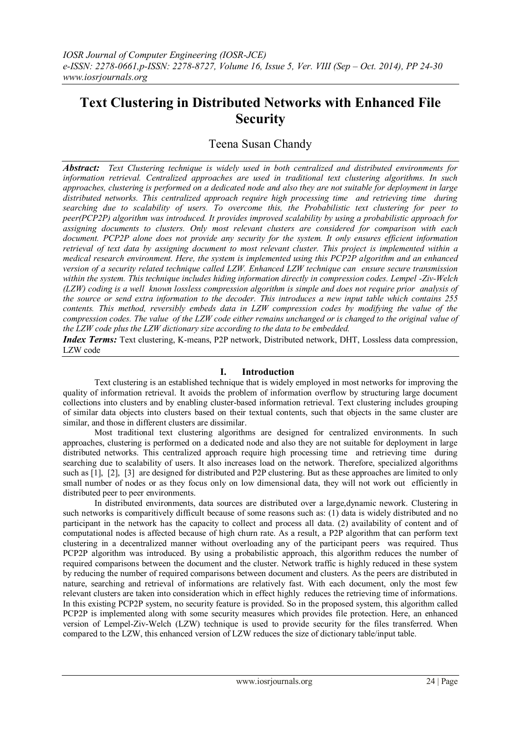# Text Clustering in Distributed Networks with Enhanced File Security

Teena Susan Chandy

***Abstract:*** *Text Clustering technique is widely used in both centralized and distributed environments for information retrieval. Centralized approaches are used in traditional text clustering algorithms. In such approaches, clustering is performed on a dedicated node and also they are not suitable for deployment in large distributed networks. This centralized approach require high processing time and retrieving time during searching due to scalability of users. To overcome this, the Probabilistic text clustering for peer to peer(PCP2P) algorithm was introduced. It provides improved scalability by using a probabilistic approach for assigning documents to clusters. Only most relevant clusters are considered for comparison with each document. PCP2P alone does not provide any security for the system. It only ensures efficient information retrieval of text data by assigning document to most relevant cluster. This project is implemented within a medical research environment. Here, the system is implemented using this PCP2P algorithm and an enhanced version of a security related technique called LZW. Enhanced LZW technique can ensure secure transmission within the system. This technique includes hiding information directly in compression codes. Lempel -Ziv-Welch (LZW) coding is a well known lossless compression algorithm is simple and does not require prior analysis of the source or send extra information to the decoder. This introduces a new input table which contains 255 contents. This method, reversibly embeds data in LZW compression codes by modifying the value of the compression codes. The value of the LZW code either remains unchanged or is changed to the original value of the LZW code plus the LZW dictionary size according to the data to be embedded.*

***Index Terms:*** Text clustering, K-means, P2P network, Distributed network, DHT, Lossless data compression, LZW code

## I. Introduction

Text clustering is an established technique that is widely employed in most networks for improving the quality of information retrieval. It avoids the problem of information overflow by structuring large document collections into clusters and by enabling cluster-based information retrieval. Text clustering includes grouping of similar data objects into clusters based on their textual contents, such that objects in the same cluster are similar, and those in different clusters are dissimilar.

Most traditional text clustering algorithms are designed for centralized environments. In such approaches, clustering is performed on a dedicated node and also they are not suitable for deployment in large distributed networks. This centralized approach require high processing time and retrieving time during searching due to scalability of users. It also increases load on the network. Therefore, specialized algorithms such as [1], [2], [3] are designed for distributed and P2P clustering. But as these approaches are limited to only small number of nodes or as they focus only on low dimensional data, they will not work out efficiently in distributed peer to peer environments.

In distributed environments, data sources are distributed over a large,dynamic nework. Clustering in such networks is comparitively difficult because of some reasons such as: (1) data is widely distributed and no participant in the network has the capacity to collect and process all data. (2) availability of content and of computational nodes is affected because of high churn rate. As a result, a P2P algorithm that can perform text clustering in a decentralized manner without overloading any of the participant peers was required. Thus PCP2P algorithm was introduced. By using a probabilistic approach, this algorithm reduces the number of required comparisons between the document and the cluster. Network traffic is highly reduced in these system by reducing the number of required comparisons between document and clusters. As the peers are distributed in nature, searching and retrieval of informations are relatively fast. With each document, only the most few relevant clusters are taken into consideration which in effect highly reduces the retrieving time of informations. In this existing PCP2P system, no security feature is provided. So in the proposed system, this algorithm called PCP2P is implemented along with some security measures which provides file protection. Here, an enhanced version of Lempel-Ziv-Welch (LZW) technique is used to provide security for the files transferred. When compared to the LZW, this enhanced version of LZW reduces the size of dictionary table/input table.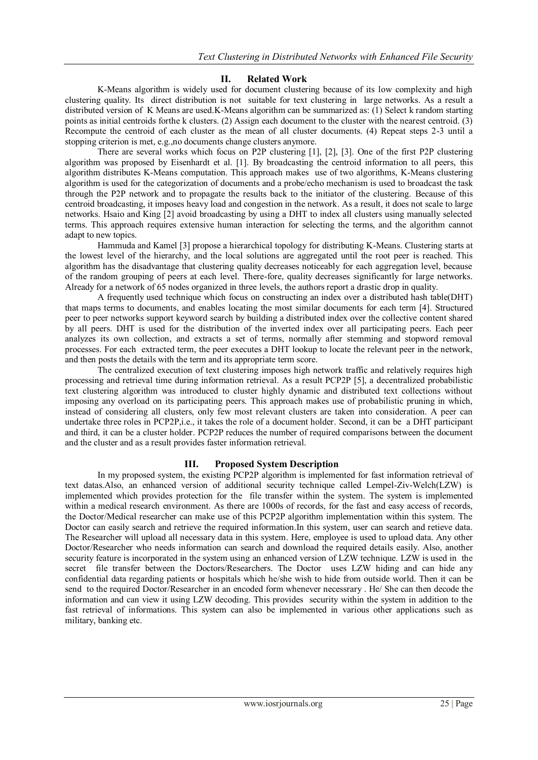## II. Related Work

K-Means algorithm is widely used for document clustering because of its low complexity and high clustering quality. Its direct distribution is not suitable for text clustering in large networks. As a result a distributed version of K Means are used.K-Means algorithm can be summarized as: (1) Select k random starting points as initial centroids forthe k clusters. (2) Assign each document to the cluster with the nearest centroid. (3) Recompute the centroid of each cluster as the mean of all cluster documents. (4) Repeat steps 2-3 until a stopping criterion is met, e.g.,no documents change clusters anymore.

There are several works which focus on P2P clustering [1], [2], [3]. One of the first P2P clustering algorithm was proposed by Eisenhardt et al. [1]. By broadcasting the centroid information to all peers, this algorithm distributes K-Means computation. This approach makes use of two algorithms, K-Means clustering algorithm is used for the categorization of documents and a probe/echo mechanism is used to broadcast the task through the P2P network and to propagate the results back to the initiator of the clustering. Because of this centroid broadcasting, it imposes heavy load and congestion in the network. As a result, it does not scale to large networks. Hsaio and King [2] avoid broadcasting by using a DHT to index all clusters using manually selected terms. This approach requires extensive human interaction for selecting the terms, and the algorithm cannot adapt to new topics.

Hammuda and Kamel [3] propose a hierarchical topology for distributing K-Means. Clustering starts at the lowest level of the hierarchy, and the local solutions are aggregated until the root peer is reached. This algorithm has the disadvantage that clustering quality decreases noticeably for each aggregation level, because of the random grouping of peers at each level. There-fore, quality decreases significantly for large networks. Already for a network of 65 nodes organized in three levels, the authors report a drastic drop in quality.

A frequently used technique which focus on constructing an index over a distributed hash table(DHT) that maps terms to documents, and enables locating the most similar documents for each term [4]. Structured peer to peer networks support keyword search by building a distributed index over the collective content shared by all peers. DHT is used for the distribution of the inverted index over all participating peers. Each peer analyzes its own collection, and extracts a set of terms, normally after stemming and stopword removal processes. For each extracted term, the peer executes a DHT lookup to locate the relevant peer in the network, and then posts the details with the term and its appropriate term score.

The centralized execution of text clustering imposes high network traffic and relatively requires high processing and retrieval time during information retrieval. As a result PCP2P [5], a decentralized probabilistic text clustering algorithm was introduced to cluster highly dynamic and distributed text collections without imposing any overload on its participating peers. This approach makes use of probabilistic pruning in which, instead of considering all clusters, only few most relevant clusters are taken into consideration. A peer can undertake three roles in PCP2P,i.e., it takes the role of a document holder. Second, it can be a DHT participant and third, it can be a cluster holder. PCP2P reduces the number of required comparisons between the document and the cluster and as a result provides faster information retrieval.

## III. Proposed System Description

In my proposed system, the existing PCP2P algorithm is implemented for fast information retrieval of text datas.Also, an enhanced version of additional security technique called Lempel-Ziv-Welch(LZW) is implemented which provides protection for the file transfer within the system. The system is implemented within a medical research environment. As there are 1000s of records, for the fast and easy access of records, the Doctor/Medical researcher can make use of this PCP2P algorithm implementation within this system. The Doctor can easily search and retrieve the required information.In this system, user can search and retieve data. The Researcher will upload all necessary data in this system. Here, employee is used to upload data. Any other Doctor/Researcher who needs information can search and download the required details easily. Also, another security feature is incorporated in the system using an enhanced version of LZW technique. LZW is used in the secret file transfer between the Doctors/Researchers. The Doctor uses LZW hiding and can hide any confidential data regarding patients or hospitals which he/she wish to hide from outside world. Then it can be send to the required Doctor/Researcher in an encoded form whenever necessrary . He/ She can then decode the information and can view it using LZW decoding. This provides security within the system in addition to the fast retrieval of informations. This system can also be implemented in various other applications such as military, banking etc.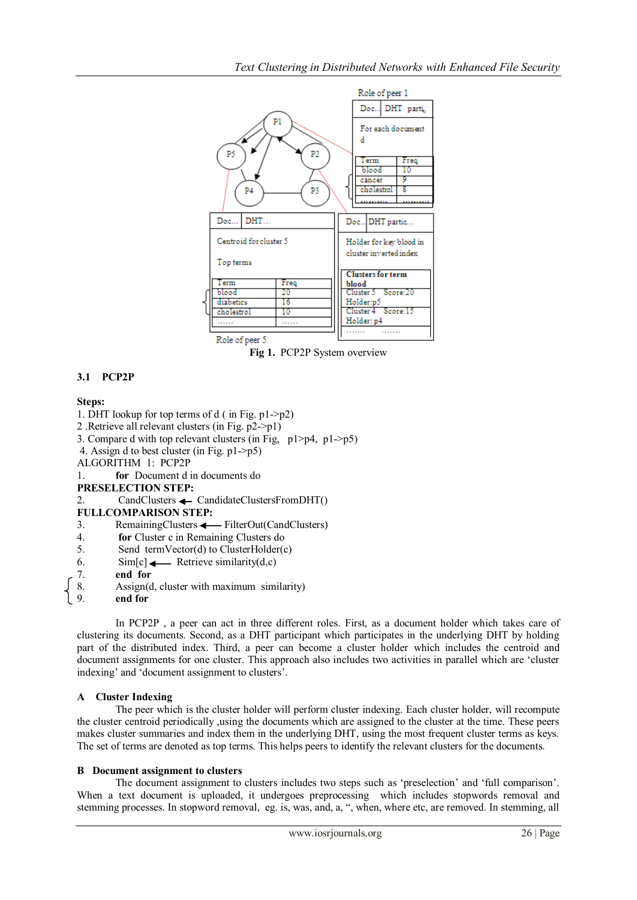Fig 1. PCP2P System overview

### 3.1 PCP2P

**Steps:**

1. DHT lookup for top terms of d ( in Fig. p1->p2)
2. Retrieve all relevant clusters (in Fig. p2->p1)
3. Compare d with top relevant clusters (in Fig, p1>p4, p1->p5)
4. Assign d to best cluster (in Fig. p1->p5)

ALGORITHM 1: PCP2P

```
1.      for Document d in documents do
PRESELECTION STEP:
2.      CandClusters ← CandidateClustersFromDHT()
FULLCOMPARISON STEP:
3.      RemainingClusters ← FilterOut(CandClusters)
4.      for Cluster c in Remaining Clusters do
5.      Send termVector(d) to ClusterHolder(c)
6.      Sim[c] ← Retrieve similarity(d,c)
7.      end for
8.      Assign(d, cluster with maximum similarity)
9.      end for
```

In PCP2P , a peer can act in three different roles. First, as a document holder which takes care of clustering its documents. Second, as a DHT participant which participates in the underlying DHT by holding part of the distributed index. Third, a peer can become a cluster holder which includes the centroid and document assignments for one cluster. This approach also includes two activities in parallel which are 'cluster indexing' and 'document assignment to clusters'.

#### A Cluster Indexing

The peer which is the cluster holder will perform cluster indexing. Each cluster holder, will recompute the cluster centroid periodically ,using the documents which are assigned to the cluster at the time. These peers makes cluster summaries and index them in the underlying DHT, using the most frequent cluster terms as keys. The set of terms are denoted as top terms. This helps peers to identify the relevant clusters for the documents.

#### B Document assignment to clusters

The document assignment to clusters includes two steps such as 'preselection' and 'full comparison'. When a text document is uploaded, it undergoes preprocessing which includes stopwords removal and stemming processes. In stopword removal, eg. is, was, and, a, ", when, where etc, are removed. In stemming, all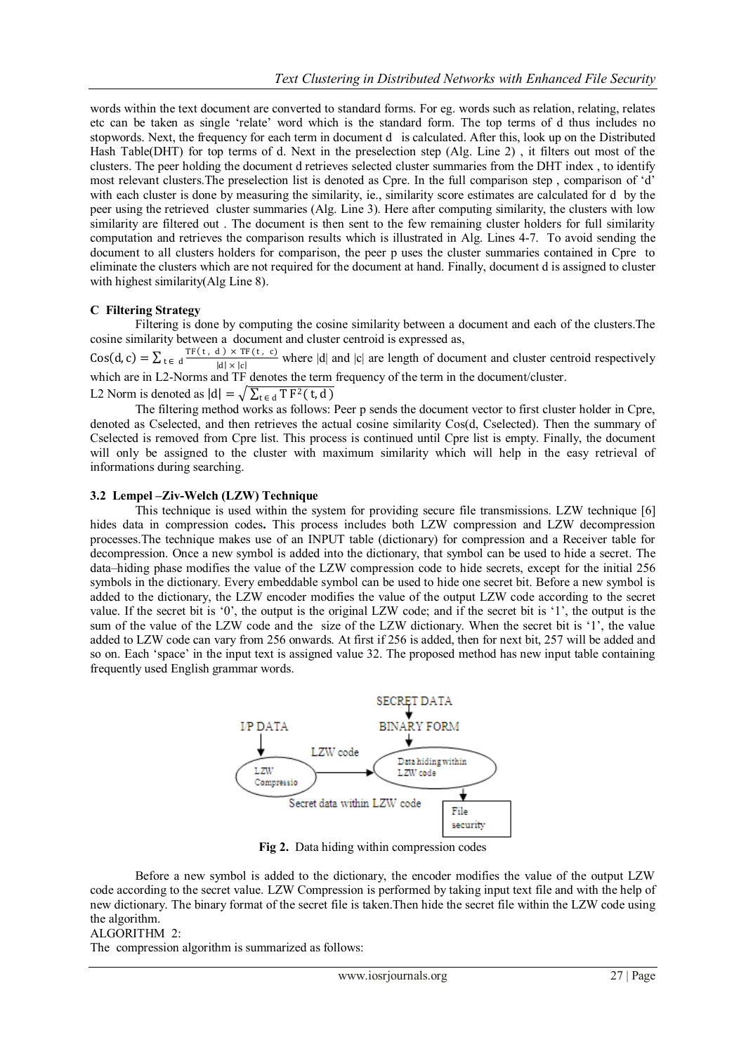words within the text document are converted to standard forms. For eg. words such as relation, relating, relates etc can be taken as single 'relate' word which is the standard form. The top terms of d thus includes no stopwords. Next, the frequency for each term in document d is calculated. After this, look up on the Distributed Hash Table(DHT) for top terms of d. Next in the preselection step (Alg. Line 2) , it filters out most of the clusters. The peer holding the document d retrieves selected cluster summaries from the DHT index , to identify most relevant clusters.The preselection list is denoted as Cpre. In the full comparison step , comparison of 'd' with each cluster is done by measuring the similarity, ie., similarity score estimates are calculated for d by the peer using the retrieved cluster summaries (Alg. Line 3). Here after computing similarity, the clusters with low similarity are filtered out . The document is then sent to the few remaining cluster holders for full similarity computation and retrieves the comparison results which is illustrated in Alg. Lines 4-7. To avoid sending the document to all clusters holders for comparison, the peer p uses the cluster summaries contained in Cpre to eliminate the clusters which are not required for the document at hand. Finally, document d is assigned to cluster with highest similarity(Alg Line 8).

### C Filtering Strategy

Filtering is done by computing the cosine similarity between a document and each of the clusters.The cosine similarity between a document and cluster centroid is expressed as,

$\mathrm{Cos}(d, c) = \sum_{t \in d} \frac{TF(t, d) \times TF(t, c)}{|d| \times |c|}$ where |d| and |c| are length of document and cluster centroid respectively which are in L2-Norms and TF denotes the term frequency of the term in the document/cluster.

L2 Norm is denoted as $|d| = \sqrt{\sum_{t \in d} TF^2(t, d)}$

The filtering method works as follows: Peer p sends the document vector to first cluster holder in Cpre, denoted as Cselected, and then retrieves the actual cosine similarity Cos(d, Cselected). Then the summary of Cselected is removed from Cpre list. This process is continued until Cpre list is empty. Finally, the document will only be assigned to the cluster with maximum similarity which will help in the easy retrieval of informations during searching.

### 3.2 Lempel –Ziv-Welch (LZW) Technique

This technique is used within the system for providing secure file transmissions. LZW technique [6] hides data in compression codes**.** This process includes both LZW compression and LZW decompression processes.The technique makes use of an INPUT table (dictionary) for compression and a Receiver table for decompression. Once a new symbol is added into the dictionary, that symbol can be used to hide a secret. The data–hiding phase modifies the value of the LZW compression code to hide secrets, except for the initial 256 symbols in the dictionary. Every embeddable symbol can be used to hide one secret bit. Before a new symbol is added to the dictionary, the LZW encoder modifies the value of the output LZW code according to the secret value. If the secret bit is '0', the output is the original LZW code; and if the secret bit is '1', the output is the sum of the value of the LZW code and the size of the LZW dictionary. When the secret bit is '1', the value added to LZW code can vary from 256 onwards. At first if 256 is added, then for next bit, 257 will be added and so on. Each 'space' in the input text is assigned value 32. The proposed method has new input table containing frequently used English grammar words.

**Fig 2.** Data hiding within compression codes

Before a new symbol is added to the dictionary, the encoder modifies the value of the output LZW code according to the secret value. LZW Compression is performed by taking input text file and with the help of new dictionary. The binary format of the secret file is taken.Then hide the secret file within the LZW code using the algorithm.

ALGORITHM 2:

The compression algorithm is summarized as follows: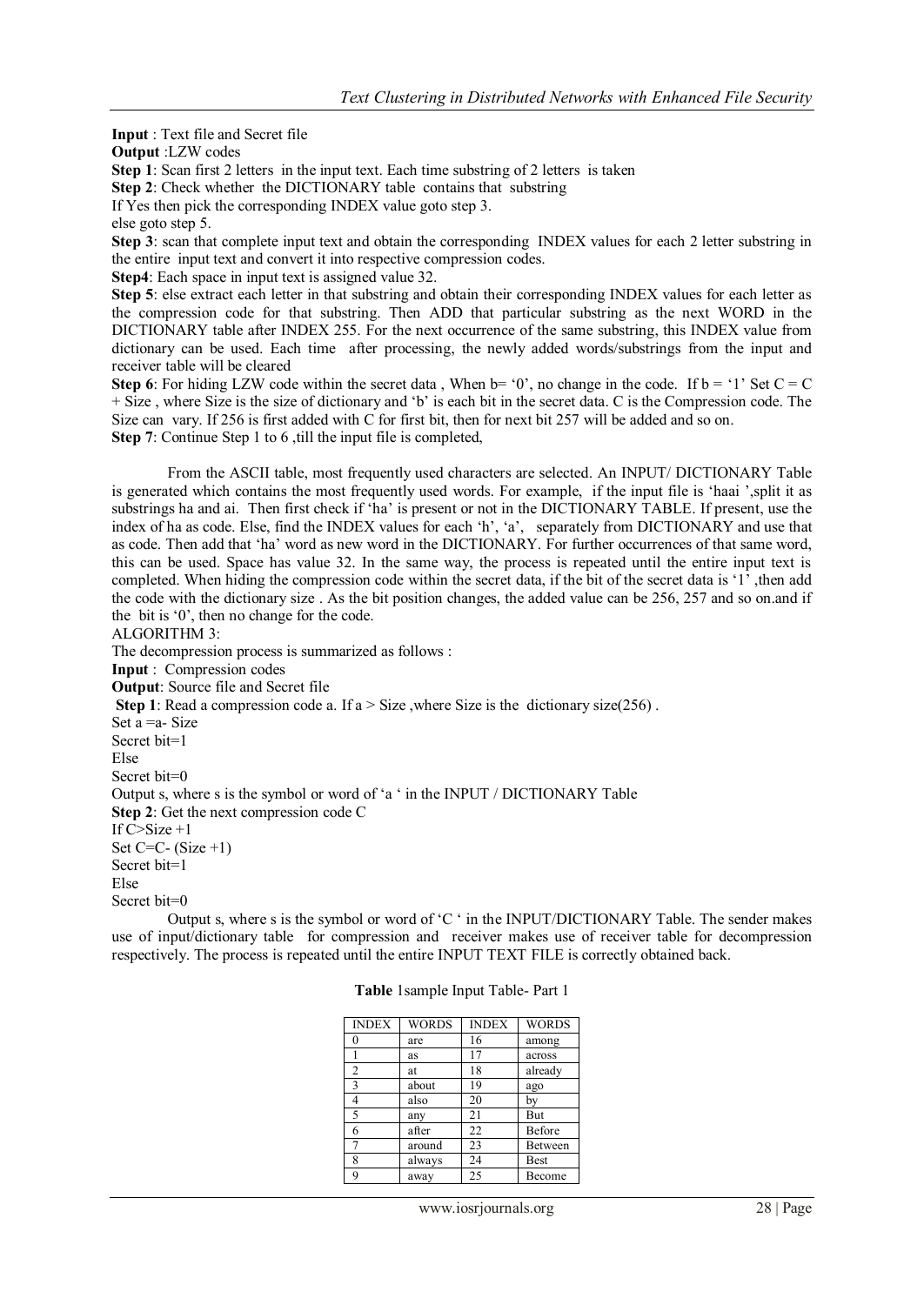**Input** : Text file and Secret file

**Output** :LZW codes

**Step 1**: Scan first 2 letters in the input text. Each time substring of 2 letters is taken

**Step 2**: Check whether the DICTIONARY table contains that substring

If Yes then pick the corresponding INDEX value goto step 3.

else goto step 5.

**Step 3**: scan that complete input text and obtain the corresponding INDEX values for each 2 letter substring in the entire input text and convert it into respective compression codes.

**Step4**: Each space in input text is assigned value 32.

**Step 5**: else extract each letter in that substring and obtain their corresponding INDEX values for each letter as the compression code for that substring. Then ADD that particular substring as the next WORD in the DICTIONARY table after INDEX 255. For the next occurrence of the same substring, this INDEX value from dictionary can be used. Each time after processing, the newly added words/substrings from the input and receiver table will be cleared

**Step 6**: For hiding LZW code within the secret data , When b= '0', no change in the code. If b = '1' Set C = C + Size , where Size is the size of dictionary and 'b' is each bit in the secret data. C is the Compression code. The Size can vary. If 256 is first added with C for first bit, then for next bit 257 will be added and so on.

**Step 7**: Continue Step 1 to 6 ,till the input file is completed,

From the ASCII table, most frequently used characters are selected. An INPUT/ DICTIONARY Table is generated which contains the most frequently used words. For example, if the input file is 'haai ',split it as substrings ha and ai. Then first check if 'ha' is present or not in the DICTIONARY TABLE. If present, use the index of ha as code. Else, find the INDEX values for each 'h', 'a', separately from DICTIONARY and use that as code. Then add that 'ha' word as new word in the DICTIONARY. For further occurrences of that same word, this can be used. Space has value 32. In the same way, the process is repeated until the entire input text is completed. When hiding the compression code within the secret data, if the bit of the secret data is '1' ,then add the code with the dictionary size . As the bit position changes, the added value can be 256, 257 and so on.and if the bit is '0', then no change for the code.

ALGORITHM 3:

The decompression process is summarized as follows :

**Input** : Compression codes

**Output**: Source file and Secret file

**Step 1**: Read a compression code a. If a > Size ,where Size is the dictionary size(256) .

Set a =a- Size

Secret bit=1

Else

Secret bit=0

Output s, where s is the symbol or word of 'a ' in the INPUT / DICTIONARY Table

**Step 2**: Get the next compression code C

If C>Size +1

Set C=C- (Size +1)

Secret bit=1

Else

Secret bit=0

Output s, where s is the symbol or word of 'C ' in the INPUT/DICTIONARY Table. The sender makes use of input/dictionary table for compression and receiver makes use of receiver table for decompression respectively. The process is repeated until the entire INPUT TEXT FILE is correctly obtained back.

**Table** 1sample Input Table- Part 1

| INDEX | WORDS | INDEX | WORDS |
|---|---|---|---|
| 0 | are | 16 | among |
| 1 | as | 17 | across |
| 2 | at | 18 | already |
| 3 | about | 19 | ago |
| 4 | also | 20 | by |
| 5 | any | 21 | But |
| 6 | after | 22 | Before |
| 7 | around | 23 | Between |
| 8 | always | 24 | Best |
| 9 | away | 25 | Become |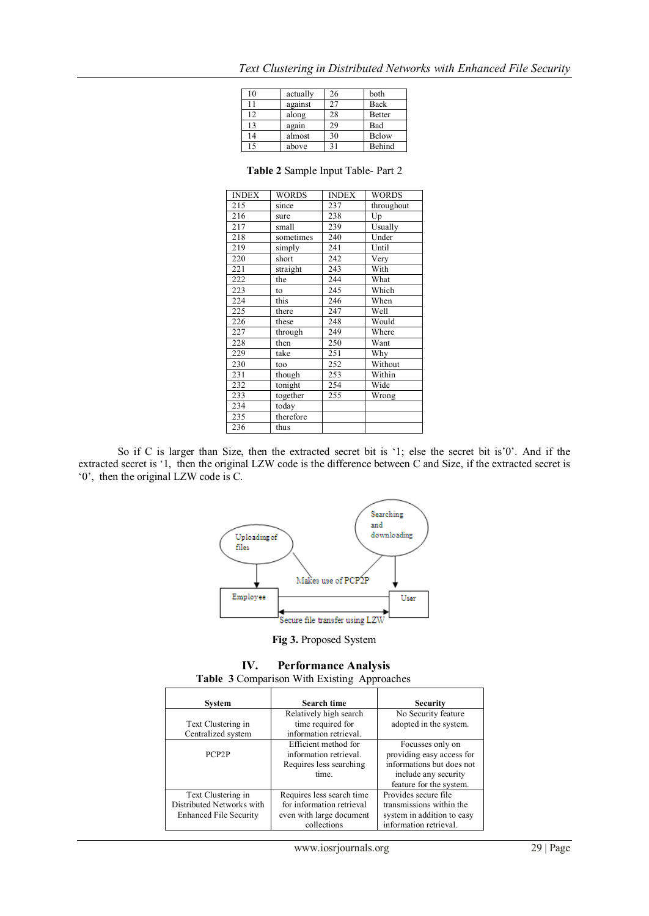| 10 | actually | 26 | both |
|---|---|---|---|
| 11 | against | 27 | Back |
| 12 | along | 28 | Better |
| 13 | again | 29 | Bad |
| 14 | almost | 30 | Below |
| 15 | above | 31 | Behind |

**Table 2** Sample Input Table- Part 2

| INDEX | WORDS | INDEX | WORDS |
|---|---|---|---|
| 215 | since | 237 | throughout |
| 216 | sure | 238 | Up |
| 217 | small | 239 | Usually |
| 218 | sometimes | 240 | Under |
| 219 | simply | 241 | Until |
| 220 | short | 242 | Very |
| 221 | straight | 243 | With |
| 222 | the | 244 | What |
| 223 | to | 245 | Which |
| 224 | this | 246 | When |
| 225 | there | 247 | Well |
| 226 | these | 248 | Would |
| 227 | through | 249 | Where |
| 228 | then | 250 | Want |
| 229 | take | 251 | Why |
| 230 | too | 252 | Without |
| 231 | though | 253 | Within |
| 232 | tonight | 254 | Wide |
| 233 | together | 255 | Wrong |
| 234 | today | | |
| 235 | therefore | | |
| 236 | thus | | |

So if C is larger than Size, then the extracted secret bit is '1; else the secret bit is'0'. And if the extracted secret is '1, then the original LZW code is the difference between C and Size, if the extracted secret is '0', then the original LZW code is C.

**Fig 3.** Proposed System

## IV. Performance Analysis

**Table 3** Comparison With Existing Approaches

| System | Search time | Security |
|---|---|---|
| Text Clustering in Centralized system | Relatively high search time required for information retrieval. | No Security feature adopted in the system. |
| PCP2P | Efficient method for information retrieval. Requires less searching time. | Focusses only on providing easy access for informations but does not include any security feature for the system. |
| Text Clustering in Distributed Networks with Enhanced File Security | Requires less search time for information retrieval even with large document collections | Provides secure file transmissions within the system in addition to easy information retrieval. |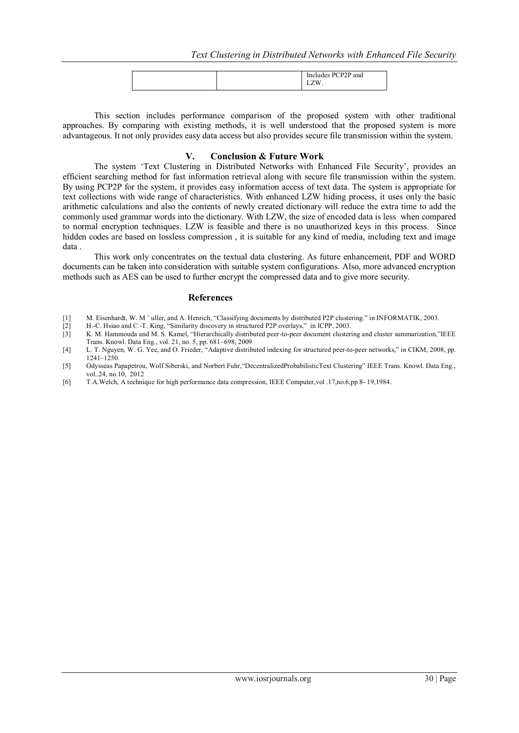| | | |
|---|---|---|
| | | Includes PCP2P and LZW. |

This section includes performance comparison of the proposed system with other traditional approaches. By comparing with existing methods, it is well understood that the proposed system is more advantageous. It not only provides easy data access but also provides secure file transmission within the system.

## V. Conclusion & Future Work

The system 'Text Clustering in Distributed Networks with Enhanced File Security', provides an efficient searching method for fast information retrieval along with secure file transmission within the system. By using PCP2P for the system, it provides easy information access of text data. The system is appropriate for text collections with wide range of characteristics. With enhanced LZW hiding process, it uses only the basic arithmetic calculations and also the contents of newly created dictionary will reduce the extra time to add the commonly used grammar words into the dictionary. With LZW, the size of encoded data is less when compared to normal encryption techniques. LZW is feasible and there is no unauthorized keys in this process. Since hidden codes are based on lossless compression , it is suitable for any kind of media, including text and image data .

This work only concentrates on the textual data clustering. As future enhancement, PDF and WORD documents can be taken into consideration with suitable system configurations. Also, more advanced encryption methods such as AES can be used to further encrypt the compressed data and to give more security.

## References

[1] M. Eisenhardt, W. M ¨ uller, and A. Henrich, "Classifying documents by distributed P2P clustering." in INFORMATIK, 2003.

[2] H.-C. Hsiao and C.-T. King, "Similarity discovery in structured P2P overlays," in ICPP, 2003.

[3] K. M. Hammouda and M. S. Kamel, "Hierarchically distributed peer-to-peer document clustering and cluster summarization,"IEEE Trans. Knowl. Data Eng., vol. 21, no. 5, pp. 681–698, 2009

[4] L. T. Nguyen, W. G. Yee, and O. Frieder, "Adaptive distributed indexing for structured peer-to-peer networks," in CIKM, 2008, pp. 1241–1250.

[5] Odysseas Papapetrou, Wolf Siberski, and Norbert Fuhr,"DecentralizedProbabilisticText Clustering" IEEE Trans. Knowl. Data Eng., vol..24, no.10, 2012

[6] T.A.Welch, A technique for high performance data compression, IEEE Computer,vol .17,no.6,pp.8- 19,1984.